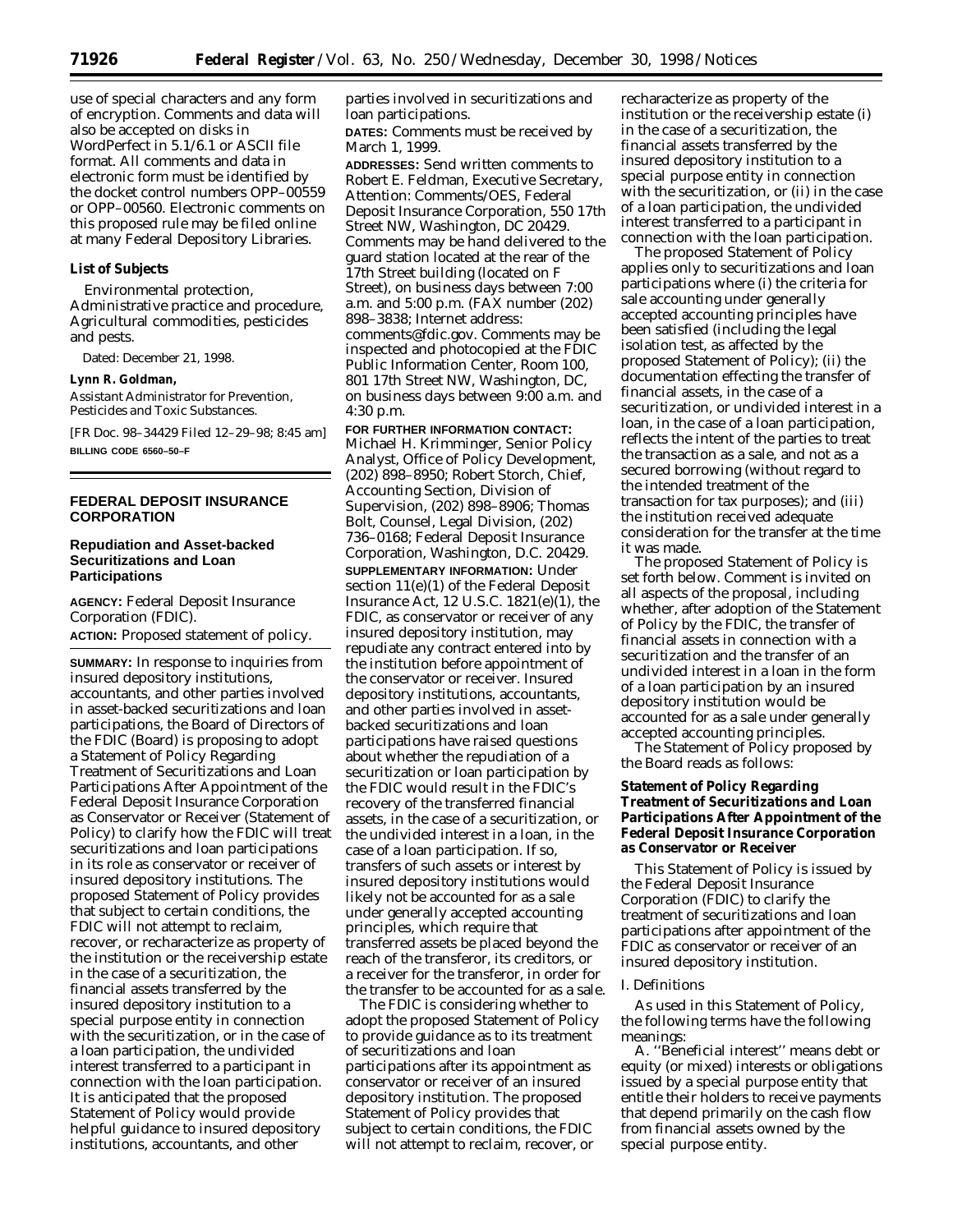use of special characters and any form of encryption. Comments and data will also be accepted on disks in WordPerfect in 5.1/6.1 or ASCII file format. All comments and data in electronic form must be identified by the docket control numbers OPP–00559 or OPP–00560. Electronic comments on this proposed rule may be filed online at many Federal Depository Libraries.

**List of Subjects**

Environmental protection, Administrative practice and procedure, Agricultural commodities, pesticides and pests.

Dated: December 21, 1998.

**Lynn R. Goldman,**

*Assistant Administrator for Prevention, Pesticides and Toxic Substances.*

[FR Doc. 98–34429 Filed 12–29–98; 8:45 am]

**BILLING CODE 6560–50–F**

## FEDERAL DEPOSIT INSURANCE CORPORATION

### Repudiation and Asset-backed Securitizations and Loan Participations

**AGENCY:** Federal Deposit Insurance Corporation (FDIC).

**ACTION:** Proposed statement of policy.

**SUMMARY:** In response to inquiries from insured depository institutions, accountants, and other parties involved in asset-backed securitizations and loan participations, the Board of Directors of the FDIC (Board) is proposing to adopt a Statement of Policy Regarding Treatment of Securitizations and Loan Participations After Appointment of the Federal Deposit Insurance Corporation as Conservator or Receiver (Statement of Policy) to clarify how the FDIC will treat securitizations and loan participations in its role as conservator or receiver of insured depository institutions. The proposed Statement of Policy provides that subject to certain conditions, the FDIC will not attempt to reclaim, recover, or recharacterize as property of the institution or the receivership estate in the case of a securitization, the financial assets transferred by the insured depository institution to a special purpose entity in connection with the securitization, or in the case of a loan participation, the undivided interest transferred to a participant in connection with the loan participation. It is anticipated that the proposed Statement of Policy would provide helpful guidance to insured depository institutions, accountants, and other parties involved in securitizations and loan participations.

**DATES:** Comments must be received by March 1, 1999.

**ADDRESSES:** Send written comments to Robert E. Feldman, Executive Secretary, Attention: Comments/OES, Federal Deposit Insurance Corporation, 550 17th Street NW, Washington, DC 20429. Comments may be hand delivered to the guard station located at the rear of the 17th Street building (located on F Street), on business days between 7:00 a.m. and 5:00 p.m. (FAX number (202) 898–3838; Internet address: comments@fdic.gov. Comments may be inspected and photocopied at the FDIC Public Information Center, Room 100, 801 17th Street NW, Washington, DC, on business days between 9:00 a.m. and 4:30 p.m.

**FOR FURTHER INFORMATION CONTACT:** Michael H. Krimminger, Senior Policy Analyst, Office of Policy Development, (202) 898–8950; Robert Storch, Chief, Accounting Section, Division of Supervision, (202) 898–8906; Thomas Bolt, Counsel, Legal Division, (202) 736–0168; Federal Deposit Insurance Corporation, Washington, D.C. 20429.

**SUPPLEMENTARY INFORMATION:** Under section 11(e)(1) of the Federal Deposit Insurance Act, 12 U.S.C. 1821(e)(1), the FDIC, as conservator or receiver of any insured depository institution, may repudiate any contract entered into by the institution before appointment of the conservator or receiver. Insured depository institutions, accountants, and other parties involved in asset-backed securitizations and loan participations have raised questions about whether the repudiation of a securitization or loan participation by the FDIC would result in the FDIC's recovery of the transferred financial assets, in the case of a securitization, or the undivided interest in a loan, in the case of a loan participation. If so, transfers of such assets or interest by insured depository institutions would likely not be accounted for as a sale under generally accepted accounting principles, which require that transferred assets be placed beyond the reach of the transferor, its creditors, or a receiver for the transferor, in order for the transfer to be accounted for as a sale.

The FDIC is considering whether to adopt the proposed Statement of Policy to provide guidance as to its treatment of securitizations and loan participations after its appointment as conservator or receiver of an insured depository institution. The proposed Statement of Policy provides that subject to certain conditions, the FDIC will not attempt to reclaim, recover, or recharacterize as property of the institution or the receivership estate (i) in the case of a securitization, the financial assets transferred by the insured depository institution to a special purpose entity in connection with the securitization, or (ii) in the case of a loan participation, the undivided interest transferred to a participant in connection with the loan participation.

The proposed Statement of Policy applies only to securitizations and loan participations where (i) the criteria for sale accounting under generally accepted accounting principles have been satisfied (including the legal isolation test, as affected by the proposed Statement of Policy); (ii) the documentation effecting the transfer of financial assets, in the case of a securitization, or undivided interest in a loan, in the case of a loan participation, reflects the intent of the parties to treat the transaction as a sale, and not as a secured borrowing (without regard to the intended treatment of the transaction for tax purposes); and (iii) the institution received adequate consideration for the transfer at the time it was made.

The proposed Statement of Policy is set forth below. Comment is invited on all aspects of the proposal, including whether, after adoption of the Statement of Policy by the FDIC, the transfer of financial assets in connection with a securitization and the transfer of an undivided interest in a loan in the form of a loan participation by an insured depository institution would be accounted for as a sale under generally accepted accounting principles.

The Statement of Policy proposed by the Board reads as follows:

### Statement of Policy Regarding Treatment of Securitizations and Loan Participations After Appointment of the Federal Deposit Insurance Corporation as Conservator or Receiver

This Statement of Policy is issued by the Federal Deposit Insurance Corporation (FDIC) to clarify the treatment of securitizations and loan participations after appointment of the FDIC as conservator or receiver of an insured depository institution.

I. Definitions

As used in this Statement of Policy, the following terms have the following meanings:

A. ''Beneficial interest'' means debt or equity (or mixed) interests or obligations issued by a special purpose entity that entitle their holders to receive payments that depend primarily on the cash flow from financial assets owned by the special purpose entity.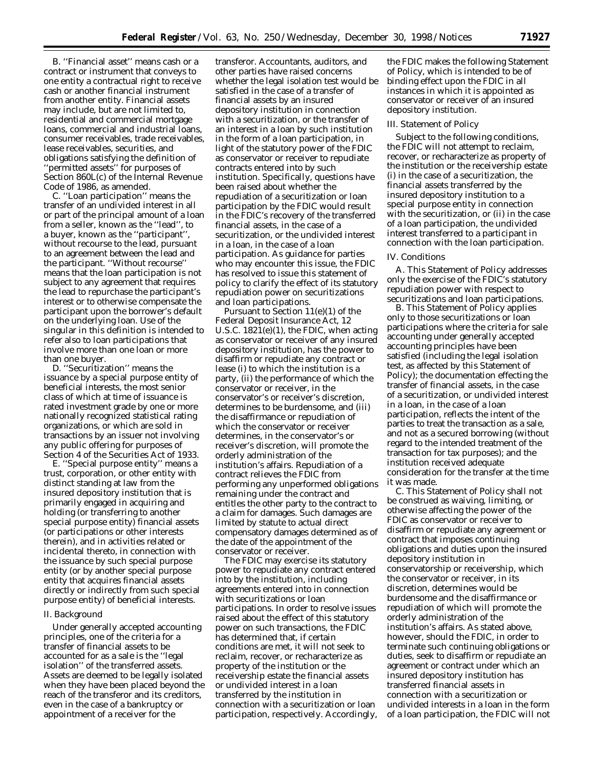B. ''Financial asset'' means cash or a contract or instrument that conveys to one entity a contractual right to receive cash or another financial instrument from another entity. Financial assets may include, but are not limited to, residential and commercial mortgage loans, commercial and industrial loans, consumer receivables, trade receivables, lease receivables, securities, and obligations satisfying the definition of ''permitted assets'' for purposes of Section 860L(c) of the Internal Revenue Code of 1986, as amended.

C. ''Loan participation'' means the transfer of an undivided interest in all or part of the principal amount of a loan from a seller, known as the ''lead'', to a buyer, known as the ''participant'', without recourse to the lead, pursuant to an agreement between the lead and the participant. ''Without recourse'' means that the loan participation is not subject to any agreement that requires the lead to repurchase the participant's interest or to otherwise compensate the participant upon the borrower's default on the underlying loan. Use of the singular in this definition is intended to refer also to loan participations that involve more than one loan or more than one buyer.

D. ''Securitization'' means the issuance by a special purpose entity of beneficial interests, the most senior class of which at time of issuance is rated investment grade by one or more nationally recognized statistical rating organizations, or which are sold in transactions by an issuer not involving any public offering for purposes of Section 4 of the Securities Act of 1933.

E. ''Special purpose entity'' means a trust, corporation, or other entity with distinct standing at law from the insured depository institution that is primarily engaged in acquiring and holding (or transferring to another special purpose entity) financial assets (or participations or other interests therein), and in activities related or incidental thereto, in connection with the issuance by such special purpose entity (or by another special purpose entity that acquires financial assets directly or indirectly from such special purpose entity) of beneficial interests.

## II. Background

Under generally accepted accounting principles, one of the criteria for a transfer of financial assets to be accounted for as a sale is the ''legal isolation'' of the transferred assets. Assets are deemed to be legally isolated when they have been placed beyond the reach of the transferor and its creditors, even in the case of a bankruptcy or appointment of a receiver for the transferor. Accountants, auditors, and other parties have raised concerns whether the legal isolation test would be satisfied in the case of a transfer of financial assets by an insured depository institution in connection with a securitization, or the transfer of an interest in a loan by such institution in the form of a loan participation, in light of the statutory power of the FDIC as conservator or receiver to repudiate contracts entered into by such institution. Specifically, questions have been raised about whether the repudiation of a securitization or loan participation by the FDIC would result in the FDIC's recovery of the transferred financial assets, in the case of a securitization, or the undivided interest in a loan, in the case of a loan participation. As guidance for parties who may encounter this issue, the FDIC has resolved to issue this statement of policy to clarify the effect of its statutory repudiation power on securitizations and loan participations.

Pursuant to Section 11(e)(1) of the Federal Deposit Insurance Act, 12 U.S.C. 1821(e)(1), the FDIC, when acting as conservator or receiver of any insured depository institution, has the power to disaffirm or repudiate any contract or lease (i) to which the institution is a party, (ii) the performance of which the conservator or receiver, in the conservator's or receiver's discretion, determines to be burdensome, and (iii) the disaffirmance or repudiation of which the conservator or receiver determines, in the conservator's or receiver's discretion, will promote the orderly administration of the institution's affairs. Repudiation of a contract relieves the FDIC from performing any unperformed obligations remaining under the contract and entitles the other party to the contract to a claim for damages. Such damages are limited by statute to actual direct compensatory damages determined as of the date of the appointment of the conservator or receiver.

The FDIC may exercise its statutory power to repudiate any contract entered into by the institution, including agreements entered into in connection with securitizations or loan participations. In order to resolve issues raised about the effect of this statutory power on such transactions, the FDIC has determined that, if certain conditions are met, it will not seek to reclaim, recover, or recharacterize as property of the institution or the receivership estate the financial assets or undivided interest in a loan transferred by the institution in connection with a securitization or loan participation, respectively. Accordingly, the FDIC makes the following Statement of Policy, which is intended to be of binding effect upon the FDIC in all instances in which it is appointed as conservator or receiver of an insured depository institution.

## III. Statement of Policy

Subject to the following conditions, the FDIC will not attempt to reclaim, recover, or recharacterize as property of the institution or the receivership estate (i) in the case of a securitization, the financial assets transferred by the insured depository institution to a special purpose entity in connection with the securitization, or (ii) in the case of a loan participation, the undivided interest transferred to a participant in connection with the loan participation.

## IV. Conditions

A. This Statement of Policy addresses only the exercise of the FDIC's statutory repudiation power with respect to securitizations and loan participations.

B. This Statement of Policy applies only to those securitizations or loan participations where the criteria for sale accounting under generally accepted accounting principles have been satisfied (including the legal isolation test, as affected by this Statement of Policy); the documentation effecting the transfer of financial assets, in the case of a securitization, or undivided interest in a loan, in the case of a loan participation, reflects the intent of the parties to treat the transaction as a sale, and not as a secured borrowing (without regard to the intended treatment of the transaction for tax purposes); and the institution received adequate consideration for the transfer at the time it was made.

C. This Statement of Policy shall not be construed as waiving, limiting, or otherwise affecting the power of the FDIC as conservator or receiver to disaffirm or repudiate any agreement or contract that imposes continuing obligations and duties upon the insured depository institution in conservatorship or receivership, which the conservator or receiver, in its discretion, determines would be burdensome and the disaffirmance or repudiation of which will promote the orderly administration of the institution's affairs. As stated above, however, should the FDIC, in order to terminate such continuing obligations or duties, seek to disaffirm or repudiate an agreement or contract under which an insured depository institution has transferred financial assets in connection with a securitization or undivided interests in a loan in the form of a loan participation, the FDIC will not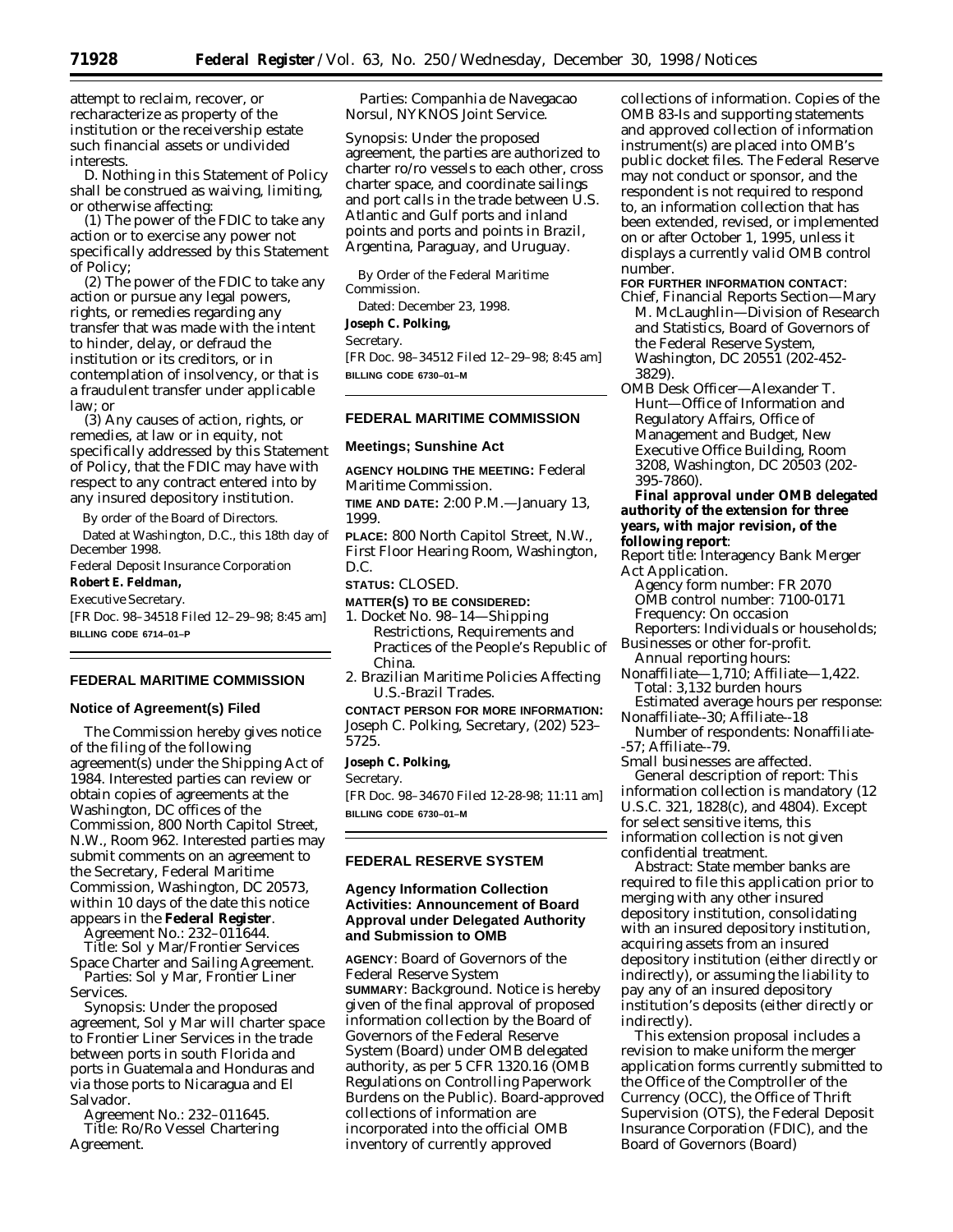attempt to reclaim, recover, or recharacterize as property of the institution or the receivership estate such financial assets or undivided interests.

D. Nothing in this Statement of Policy shall be construed as waiving, limiting, or otherwise affecting:

(1) The power of the FDIC to take any action or to exercise any power not specifically addressed by this Statement of Policy;

(2) The power of the FDIC to take any action or pursue any legal powers, rights, or remedies regarding any transfer that was made with the intent to hinder, delay, or defraud the institution or its creditors, or in contemplation of insolvency, or that is a fraudulent transfer under applicable law; or

(3) Any causes of action, rights, or remedies, at law or in equity, not specifically addressed by this Statement of Policy, that the FDIC may have with respect to any contract entered into by any insured depository institution.

By order of the Board of Directors.

Dated at Washington, D.C., this 18th day of December 1998.

Federal Deposit Insurance Corporation

**Robert E. Feldman,**

*Executive Secretary.*

[FR Doc. 98–34518 Filed 12–29–98; 8:45 am]

**BILLING CODE 6714–01–P**

## FEDERAL MARITIME COMMISSION

### Notice of Agreement(s) Filed

The Commission hereby gives notice of the filing of the following agreement(s) under the Shipping Act of 1984. Interested parties can review or obtain copies of agreements at the Washington, DC offices of the Commission, 800 North Capitol Street, N.W., Room 962. Interested parties may submit comments on an agreement to the Secretary, Federal Maritime Commission, Washington, DC 20573, within 10 days of the date this notice appears in the **Federal Register**.

*Agreement No.:* 232–011644.

*Title:* Sol y Mar/Frontier Services Space Charter and Sailing Agreement.

*Parties:* Sol y Mar, Frontier Liner Services.

*Synopsis:* Under the proposed agreement, Sol y Mar will charter space to Frontier Liner Services in the trade between ports in south Florida and ports in Guatemala and Honduras and via those ports to Nicaragua and El Salvador.

*Agreement No.:* 232–011645.

*Title:* Ro/Ro Vessel Chartering Agreement.

*Parties:* Companhia de Navegacao Norsul, NYKNOS Joint Service.

*Synopsis:* Under the proposed agreement, the parties are authorized to charter ro/ro vessels to each other, cross charter space, and coordinate sailings and port calls in the trade between U.S. Atlantic and Gulf ports and inland points and ports and points in Brazil, Argentina, Paraguay, and Uruguay.

By Order of the Federal Maritime Commission.

Dated: December 23, 1998.

**Joseph C. Polking,**

*Secretary.*

[FR Doc. 98–34512 Filed 12–29–98; 8:45 am]

**BILLING CODE 6730–01–M**

## FEDERAL MARITIME COMMISSION

### Meetings; Sunshine Act

**AGENCY HOLDING THE MEETING:** Federal Maritime Commission.

**TIME AND DATE:** 2:00 P.M.—January 13, 1999.

**PLACE:** 800 North Capitol Street, N.W., First Floor Hearing Room, Washington, D.C.

**STATUS:** CLOSED.

**MATTER(S) TO BE CONSIDERED:**

1. Docket No. 98–14—Shipping Restrictions, Requirements and Practices of the People's Republic of China.
2. Brazilian Maritime Policies Affecting U.S.-Brazil Trades.

**CONTACT PERSON FOR MORE INFORMATION:** Joseph C. Polking, Secretary, (202) 523–5725.

**Joseph C. Polking,**

*Secretary.*

[FR Doc. 98–34670 Filed 12-28-98; 11:11 am]

**BILLING CODE 6730–01–M**

## FEDERAL RESERVE SYSTEM

### Agency Information Collection Activities: Announcement of Board Approval under Delegated Authority and Submission to OMB

**AGENCY**: Board of Governors of the Federal Reserve System

**SUMMARY**: Background. Notice is hereby given of the final approval of proposed information collection by the Board of Governors of the Federal Reserve System (Board) under OMB delegated authority, as per 5 CFR 1320.16 (OMB Regulations on Controlling Paperwork Burdens on the Public). Board-approved collections of information are incorporated into the official OMB inventory of currently approved collections of information. Copies of the OMB 83-Is and supporting statements and approved collection of information instrument(s) are placed into OMB's public docket files. The Federal Reserve may not conduct or sponsor, and the respondent is not required to respond to, an information collection that has been extended, revised, or implemented on or after October 1, 1995, unless it displays a currently valid OMB control number.

**FOR FURTHER INFORMATION CONTACT**:

Chief, Financial Reports Section—Mary M. McLaughlin—Division of Research and Statistics, Board of Governors of the Federal Reserve System, Washington, DC 20551 (202-452-3829).

OMB Desk Officer—Alexander T. Hunt—Office of Information and Regulatory Affairs, Office of Management and Budget, New Executive Office Building, Room 3208, Washington, DC 20503 (202-395-7860).

**Final approval under OMB delegated authority of the extension for three years, with major revision, of the following report**:

*Report title:* Interagency Bank Merger Act Application.

*Agency form number:* FR 2070

*OMB control number:* 7100-0171

*Frequency:* On occasion

*Reporters:* Individuals or households; Businesses or other for-profit.

*Annual reporting hours:* Nonaffiliate—1,710; Affiliate—1,422. Total: 3,132 burden hours

*Estimated average hours per response:* Nonaffiliate--30; Affiliate--18

*Number of respondents:* Nonaffiliate--57; Affiliate--79.

Small businesses are affected.

*General description of report:* This information collection is mandatory (12 U.S.C. 321, 1828(c), and 4804). Except for select sensitive items, this information collection is not given confidential treatment.

*Abstract:* State member banks are required to file this application prior to merging with any other insured depository institution, consolidating with an insured depository institution, acquiring assets from an insured depository institution (either directly or indirectly), or assuming the liability to pay any of an insured depository institution's deposits (either directly or indirectly).

This extension proposal includes a revision to make uniform the merger application forms currently submitted to the Office of the Comptroller of the Currency (OCC), the Office of Thrift Supervision (OTS), the Federal Deposit Insurance Corporation (FDIC), and the Board of Governors (Board)